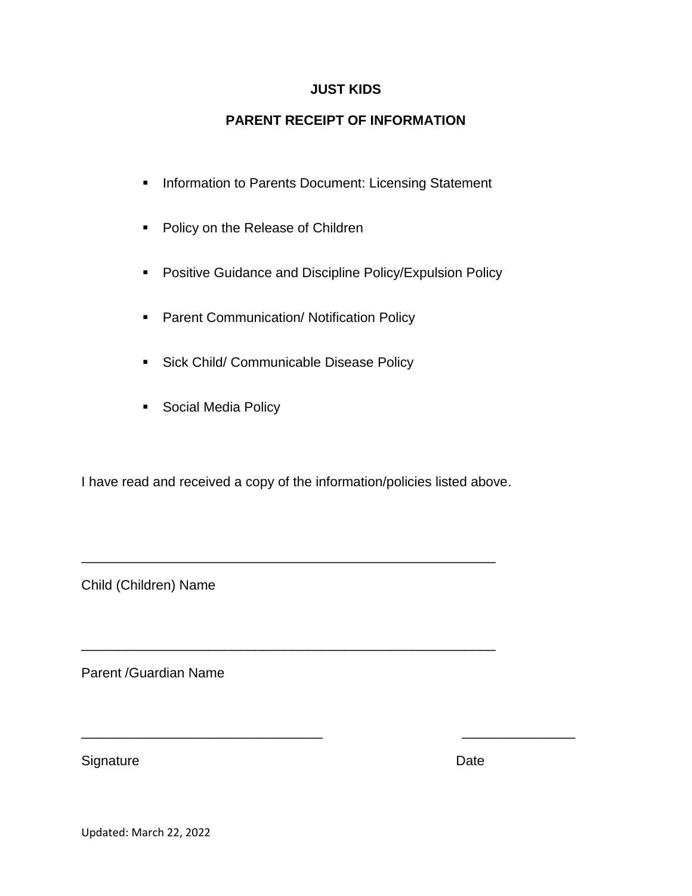# JUST KIDS

## PARENT RECEIPT OF INFORMATION

- Information to Parents Document: Licensing Statement
- Policy on the Release of Children
- Positive Guidance and Discipline Policy/Expulsion Policy
- Parent Communication/ Notification Policy
- Sick Child/ Communicable Disease Policy
- Social Media Policy

I have read and received a copy of the information/policies listed above.

_______________________________________________________

Child (Children) Name

_______________________________________________________

Parent /Guardian Name

________________________________          _______________

Signature                                                                 Date

Updated: March 22, 2022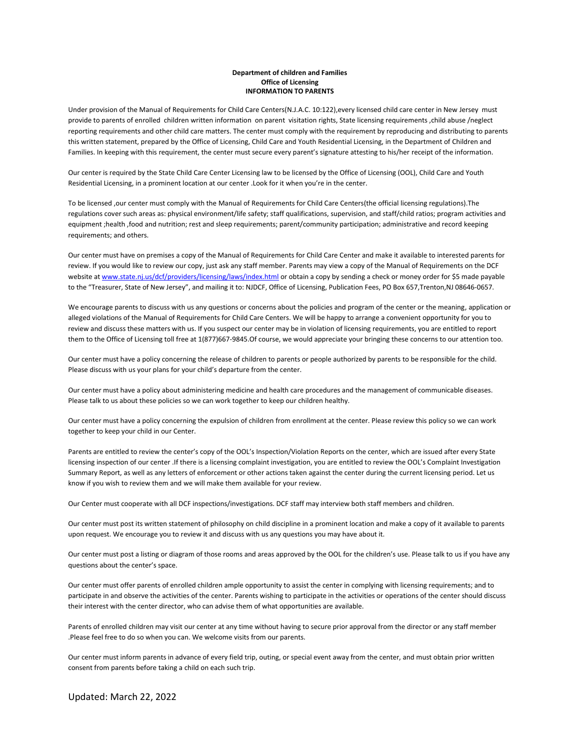**Department of children and Families**
**Office of Licensing**
**INFORMATION TO PARENTS**

Under provision of the Manual of Requirements for Child Care Centers(N.J.A.C. 10:122),every licensed child care center in New Jersey must provide to parents of enrolled children written information on parent visitation rights, State licensing requirements ,child abuse /neglect reporting requirements and other child care matters. The center must comply with the requirement by reproducing and distributing to parents this written statement, prepared by the Office of Licensing, Child Care and Youth Residential Licensing, in the Department of Children and Families. In keeping with this requirement, the center must secure every parent's signature attesting to his/her receipt of the information.

Our center is required by the State Child Care Center Licensing law to be licensed by the Office of Licensing (OOL), Child Care and Youth Residential Licensing, in a prominent location at our center .Look for it when you're in the center.

To be licensed ,our center must comply with the Manual of Requirements for Child Care Centers(the official licensing regulations).The regulations cover such areas as: physical environment/life safety; staff qualifications, supervision, and staff/child ratios; program activities and equipment ;health ,food and nutrition; rest and sleep requirements; parent/community participation; administrative and record keeping requirements; and others.

Our center must have on premises a copy of the Manual of Requirements for Child Care Center and make it available to interested parents for review. If you would like to review our copy, just ask any staff member. Parents may view a copy of the Manual of Requirements on the DCF website at www.state.nj.us/dcf/providers/licensing/laws/index.html or obtain a copy by sending a check or money order for $5 made payable to the "Treasurer, State of New Jersey", and mailing it to: NJDCF, Office of Licensing, Publication Fees, PO Box 657,Trenton,NJ 08646-0657.

We encourage parents to discuss with us any questions or concerns about the policies and program of the center or the meaning, application or alleged violations of the Manual of Requirements for Child Care Centers. We will be happy to arrange a convenient opportunity for you to review and discuss these matters with us. If you suspect our center may be in violation of licensing requirements, you are entitled to report them to the Office of Licensing toll free at 1(877)667-9845.Of course, we would appreciate your bringing these concerns to our attention too.

Our center must have a policy concerning the release of children to parents or people authorized by parents to be responsible for the child. Please discuss with us your plans for your child's departure from the center.

Our center must have a policy about administering medicine and health care procedures and the management of communicable diseases. Please talk to us about these policies so we can work together to keep our children healthy.

Our center must have a policy concerning the expulsion of children from enrollment at the center. Please review this policy so we can work together to keep your child in our Center.

Parents are entitled to review the center's copy of the OOL's Inspection/Violation Reports on the center, which are issued after every State licensing inspection of our center .If there is a licensing complaint investigation, you are entitled to review the OOL's Complaint Investigation Summary Report, as well as any letters of enforcement or other actions taken against the center during the current licensing period. Let us know if you wish to review them and we will make them available for your review.

Our Center must cooperate with all DCF inspections/investigations. DCF staff may interview both staff members and children.

Our center must post its written statement of philosophy on child discipline in a prominent location and make a copy of it available to parents upon request. We encourage you to review it and discuss with us any questions you may have about it.

Our center must post a listing or diagram of those rooms and areas approved by the OOL for the children's use. Please talk to us if you have any questions about the center's space.

Our center must offer parents of enrolled children ample opportunity to assist the center in complying with licensing requirements; and to participate in and observe the activities of the center. Parents wishing to participate in the activities or operations of the center should discuss their interest with the center director, who can advise them of what opportunities are available.

Parents of enrolled children may visit our center at any time without having to secure prior approval from the director or any staff member .Please feel free to do so when you can. We welcome visits from our parents.

Our center must inform parents in advance of every field trip, outing, or special event away from the center, and must obtain prior written consent from parents before taking a child on each such trip.

Updated: March 22, 2022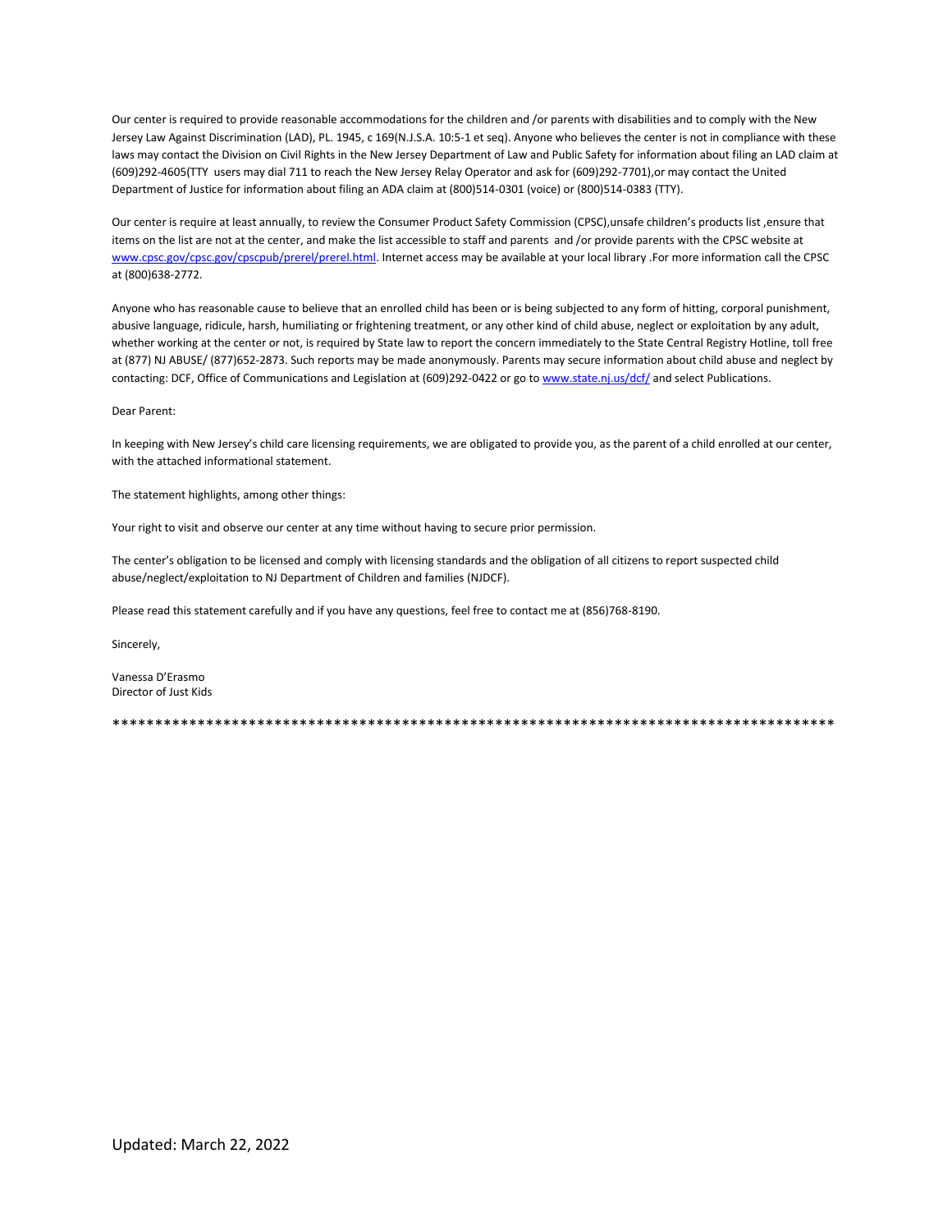Our center is required to provide reasonable accommodations for the children and /or parents with disabilities and to comply with the New Jersey Law Against Discrimination (LAD), PL. 1945, c 169(N.J.S.A. 10:5-1 et seq). Anyone who believes the center is not in compliance with these laws may contact the Division on Civil Rights in the New Jersey Department of Law and Public Safety for information about filing an LAD claim at (609)292-4605(TTY users may dial 711 to reach the New Jersey Relay Operator and ask for (609)292-7701),or may contact the United Department of Justice for information about filing an ADA claim at (800)514-0301 (voice) or (800)514-0383 (TTY).

Our center is require at least annually, to review the Consumer Product Safety Commission (CPSC),unsafe children's products list ,ensure that items on the list are not at the center, and make the list accessible to staff and parents and /or provide parents with the CPSC website at [www.cpsc.gov/cpsc.gov/cpscpub/prerel/prerel.html](www.cpsc.gov/cpsc.gov/cpscpub/prerel/prerel.html). Internet access may be available at your local library .For more information call the CPSC at (800)638-2772.

Anyone who has reasonable cause to believe that an enrolled child has been or is being subjected to any form of hitting, corporal punishment, abusive language, ridicule, harsh, humiliating or frightening treatment, or any other kind of child abuse, neglect or exploitation by any adult, whether working at the center or not, is required by State law to report the concern immediately to the State Central Registry Hotline, toll free at (877) NJ ABUSE/ (877)652-2873. Such reports may be made anonymously. Parents may secure information about child abuse and neglect by contacting: DCF, Office of Communications and Legislation at (609)292-0422 or go to [www.state.nj.us/dcf/](www.state.nj.us/dcf/) and select Publications.

Dear Parent:

In keeping with New Jersey's child care licensing requirements, we are obligated to provide you, as the parent of a child enrolled at our center, with the attached informational statement.

The statement highlights, among other things:

Your right to visit and observe our center at any time without having to secure prior permission.

The center's obligation to be licensed and comply with licensing standards and the obligation of all citizens to report suspected child abuse/neglect/exploitation to NJ Department of Children and families (NJDCF).

Please read this statement carefully and if you have any questions, feel free to contact me at (856)768-8190.

Sincerely,

Vanessa D'Erasmo
Director of Just Kids

******************************************************************************************

Updated: March 22, 2022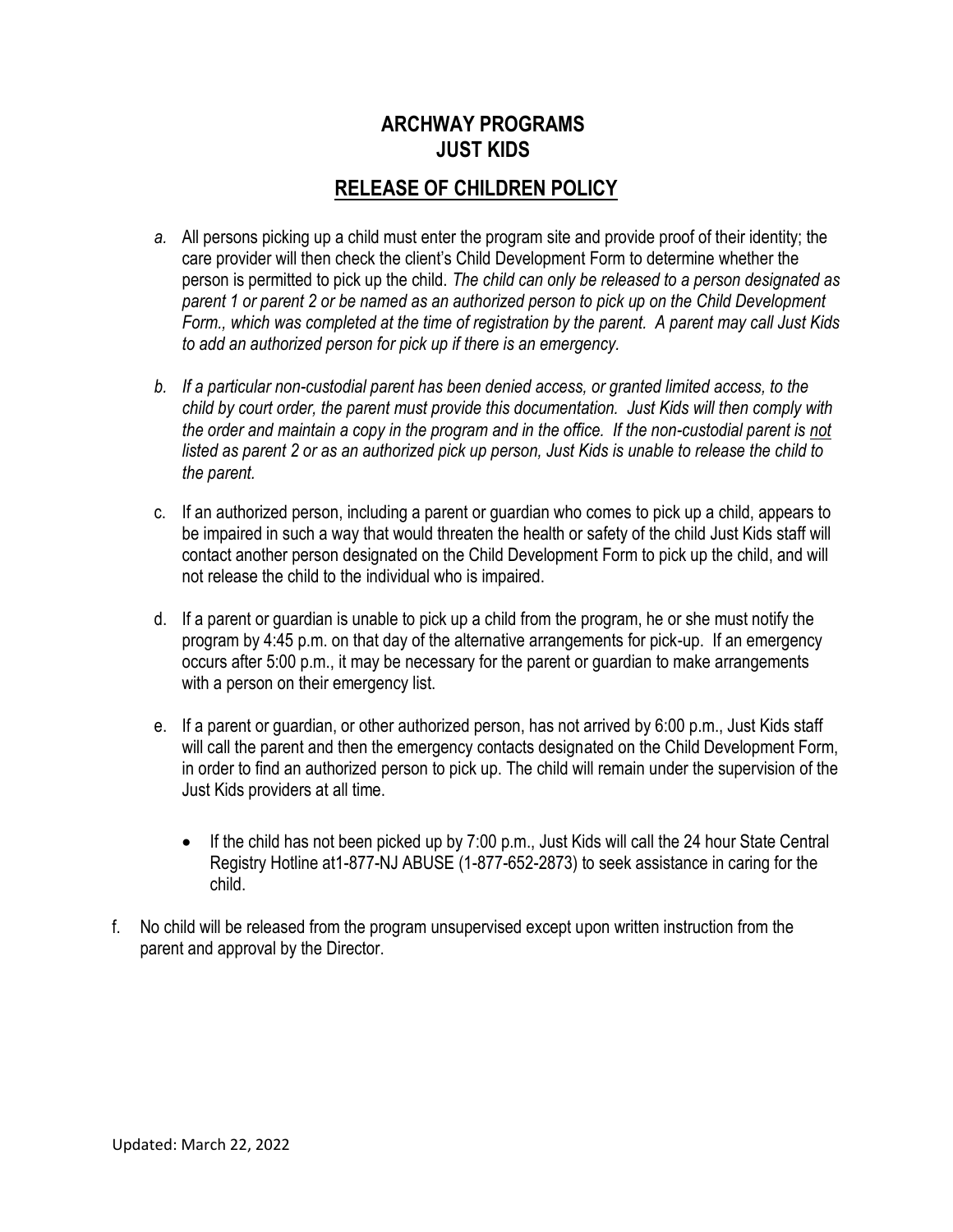# ARCHWAY PROGRAMS
# JUST KIDS

## RELEASE OF CHILDREN POLICY

*a.* All persons picking up a child must enter the program site and provide proof of their identity; the care provider will then check the client's Child Development Form to determine whether the person is permitted to pick up the child. *The child can only be released to a person designated as parent 1 or parent 2 or be named as an authorized person to pick up on the Child Development Form., which was completed at the time of registration by the parent. A parent may call Just Kids to add an authorized person for pick up if there is an emergency.*

*b. If a particular non-custodial parent has been denied access, or granted limited access, to the child by court order, the parent must provide this documentation. Just Kids will then comply with the order and maintain a copy in the program and in the office. If the non-custodial parent is <u>not</u> listed as parent 2 or as an authorized pick up person, Just Kids is unable to release the child to the parent.*

c. If an authorized person, including a parent or guardian who comes to pick up a child, appears to be impaired in such a way that would threaten the health or safety of the child Just Kids staff will contact another person designated on the Child Development Form to pick up the child, and will not release the child to the individual who is impaired.

d. If a parent or guardian is unable to pick up a child from the program, he or she must notify the program by 4:45 p.m. on that day of the alternative arrangements for pick-up. If an emergency occurs after 5:00 p.m., it may be necessary for the parent or guardian to make arrangements with a person on their emergency list.

e. If a parent or guardian, or other authorized person, has not arrived by 6:00 p.m., Just Kids staff will call the parent and then the emergency contacts designated on the Child Development Form, in order to find an authorized person to pick up. The child will remain under the supervision of the Just Kids providers at all time.

- If the child has not been picked up by 7:00 p.m., Just Kids will call the 24 hour State Central Registry Hotline at1-877-NJ ABUSE (1-877-652-2873) to seek assistance in caring for the child.

f. No child will be released from the program unsupervised except upon written instruction from the parent and approval by the Director.

Updated: March 22, 2022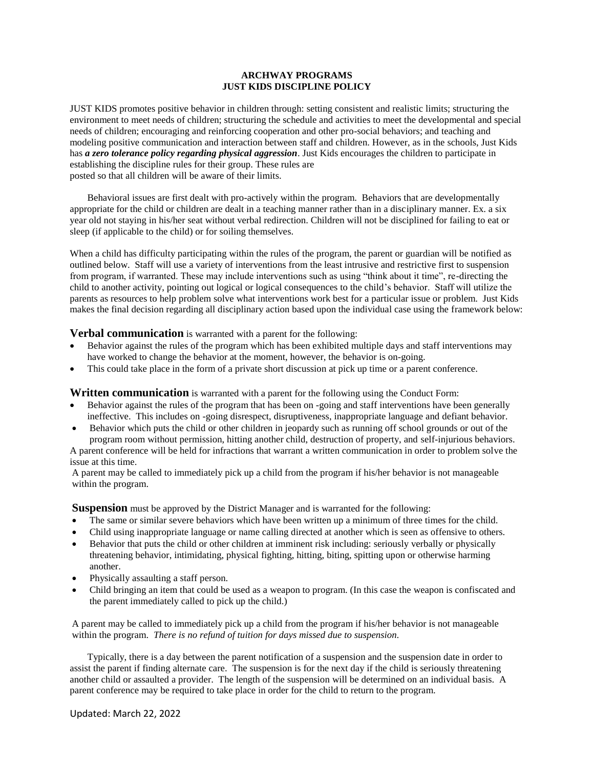**ARCHWAY PROGRAMS**
**JUST KIDS DISCIPLINE POLICY**

JUST KIDS promotes positive behavior in children through: setting consistent and realistic limits; structuring the environment to meet needs of children; structuring the schedule and activities to meet the developmental and special needs of children; encouraging and reinforcing cooperation and other pro-social behaviors; and teaching and modeling positive communication and interaction between staff and children. However, as in the schools, Just Kids has ***a zero tolerance policy regarding physical aggression***. Just Kids encourages the children to participate in establishing the discipline rules for their group. These rules are posted so that all children will be aware of their limits.

Behavioral issues are first dealt with pro-actively within the program. Behaviors that are developmentally appropriate for the child or children are dealt in a teaching manner rather than in a disciplinary manner. Ex. a six year old not staying in his/her seat without verbal redirection. Children will not be disciplined for failing to eat or sleep (if applicable to the child) or for soiling themselves.

When a child has difficulty participating within the rules of the program, the parent or guardian will be notified as outlined below. Staff will use a variety of interventions from the least intrusive and restrictive first to suspension from program, if warranted. These may include interventions such as using "think about it time", re-directing the child to another activity, pointing out logical or logical consequences to the child's behavior. Staff will utilize the parents as resources to help problem solve what interventions work best for a particular issue or problem. Just Kids makes the final decision regarding all disciplinary action based upon the individual case using the framework below:

**Verbal communication** is warranted with a parent for the following:

- Behavior against the rules of the program which has been exhibited multiple days and staff interventions may have worked to change the behavior at the moment, however, the behavior is on-going.
- This could take place in the form of a private short discussion at pick up time or a parent conference.

**Written communication** is warranted with a parent for the following using the Conduct Form:

- Behavior against the rules of the program that has been on -going and staff interventions have been generally ineffective. This includes on -going disrespect, disruptiveness, inappropriate language and defiant behavior.
- Behavior which puts the child or other children in jeopardy such as running off school grounds or out of the program room without permission, hitting another child, destruction of property, and self-injurious behaviors.

A parent conference will be held for infractions that warrant a written communication in order to problem solve the issue at this time.

A parent may be called to immediately pick up a child from the program if his/her behavior is not manageable within the program.

**Suspension** must be approved by the District Manager and is warranted for the following:

- The same or similar severe behaviors which have been written up a minimum of three times for the child.
- Child using inappropriate language or name calling directed at another which is seen as offensive to others.
- Behavior that puts the child or other children at imminent risk including: seriously verbally or physically threatening behavior, intimidating, physical fighting, hitting, biting, spitting upon or otherwise harming another.
- Physically assaulting a staff person.
- Child bringing an item that could be used as a weapon to program. (In this case the weapon is confiscated and the parent immediately called to pick up the child.)

A parent may be called to immediately pick up a child from the program if his/her behavior is not manageable within the program. *There is no refund of tuition for days missed due to suspension.*

Typically, there is a day between the parent notification of a suspension and the suspension date in order to assist the parent if finding alternate care. The suspension is for the next day if the child is seriously threatening another child or assaulted a provider. The length of the suspension will be determined on an individual basis. A parent conference may be required to take place in order for the child to return to the program.

Updated: March 22, 2022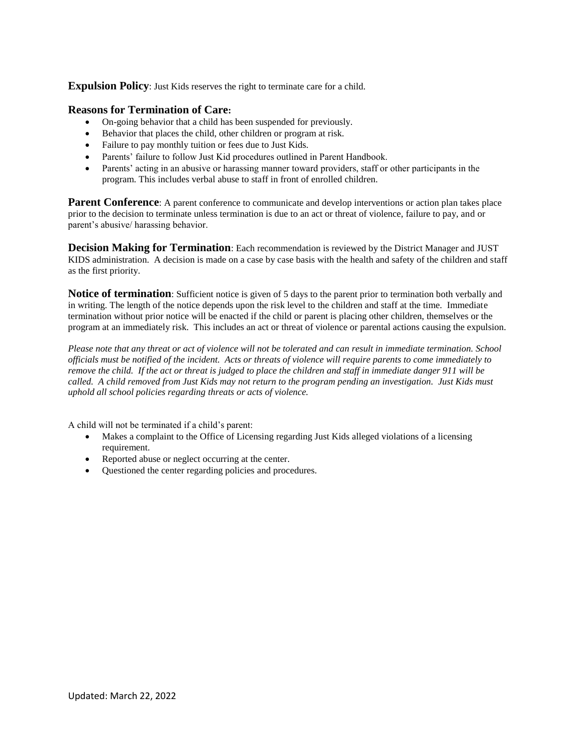**Expulsion Policy**: Just Kids reserves the right to terminate care for a child.

### Reasons for Termination of Care:

- On-going behavior that a child has been suspended for previously.
- Behavior that places the child, other children or program at risk.
- Failure to pay monthly tuition or fees due to Just Kids.
- Parents' failure to follow Just Kid procedures outlined in Parent Handbook.
- Parents' acting in an abusive or harassing manner toward providers, staff or other participants in the program. This includes verbal abuse to staff in front of enrolled children.

**Parent Conference**: A parent conference to communicate and develop interventions or action plan takes place prior to the decision to terminate unless termination is due to an act or threat of violence, failure to pay, and or parent's abusive/ harassing behavior.

**Decision Making for Termination**: Each recommendation is reviewed by the District Manager and JUST KIDS administration. A decision is made on a case by case basis with the health and safety of the children and staff as the first priority.

**Notice of termination**: Sufficient notice is given of 5 days to the parent prior to termination both verbally and in writing. The length of the notice depends upon the risk level to the children and staff at the time. Immediate termination without prior notice will be enacted if the child or parent is placing other children, themselves or the program at an immediately risk. This includes an act or threat of violence or parental actions causing the expulsion.

*Please note that any threat or act of violence will not be tolerated and can result in immediate termination. School officials must be notified of the incident. Acts or threats of violence will require parents to come immediately to remove the child. If the act or threat is judged to place the children and staff in immediate danger 911 will be called. A child removed from Just Kids may not return to the program pending an investigation. Just Kids must uphold all school policies regarding threats or acts of violence.*

A child will not be terminated if a child's parent:

- Makes a complaint to the Office of Licensing regarding Just Kids alleged violations of a licensing requirement.
- Reported abuse or neglect occurring at the center.
- Questioned the center regarding policies and procedures.

Updated: March 22, 2022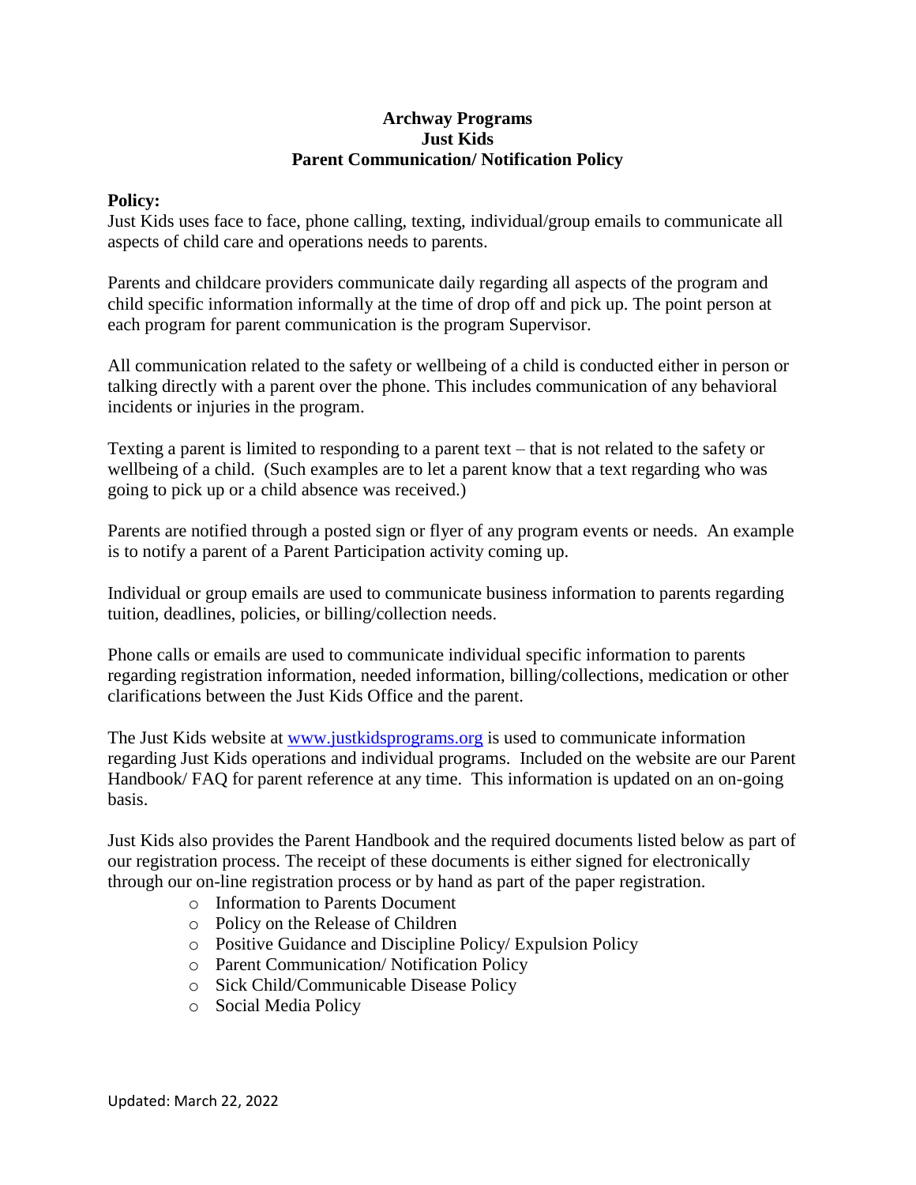**Archway Programs**
**Just Kids**
**Parent Communication/ Notification Policy**

**Policy:**
Just Kids uses face to face, phone calling, texting, individual/group emails to communicate all aspects of child care and operations needs to parents.

Parents and childcare providers communicate daily regarding all aspects of the program and child specific information informally at the time of drop off and pick up. The point person at each program for parent communication is the program Supervisor.

All communication related to the safety or wellbeing of a child is conducted either in person or talking directly with a parent over the phone. This includes communication of any behavioral incidents or injuries in the program.

Texting a parent is limited to responding to a parent text – that is not related to the safety or wellbeing of a child. (Such examples are to let a parent know that a text regarding who was going to pick up or a child absence was received.)

Parents are notified through a posted sign or flyer of any program events or needs. An example is to notify a parent of a Parent Participation activity coming up.

Individual or group emails are used to communicate business information to parents regarding tuition, deadlines, policies, or billing/collection needs.

Phone calls or emails are used to communicate individual specific information to parents regarding registration information, needed information, billing/collections, medication or other clarifications between the Just Kids Office and the parent.

The Just Kids website at [www.justkidsprograms.org](http://www.justkidsprograms.org) is used to communicate information regarding Just Kids operations and individual programs. Included on the website are our Parent Handbook/ FAQ for parent reference at any time. This information is updated on an on-going basis.

Just Kids also provides the Parent Handbook and the required documents listed below as part of our registration process. The receipt of these documents is either signed for electronically through our on-line registration process or by hand as part of the paper registration.

- Information to Parents Document
- Policy on the Release of Children
- Positive Guidance and Discipline Policy/ Expulsion Policy
- Parent Communication/ Notification Policy
- Sick Child/Communicable Disease Policy
- Social Media Policy

Updated: March 22, 2022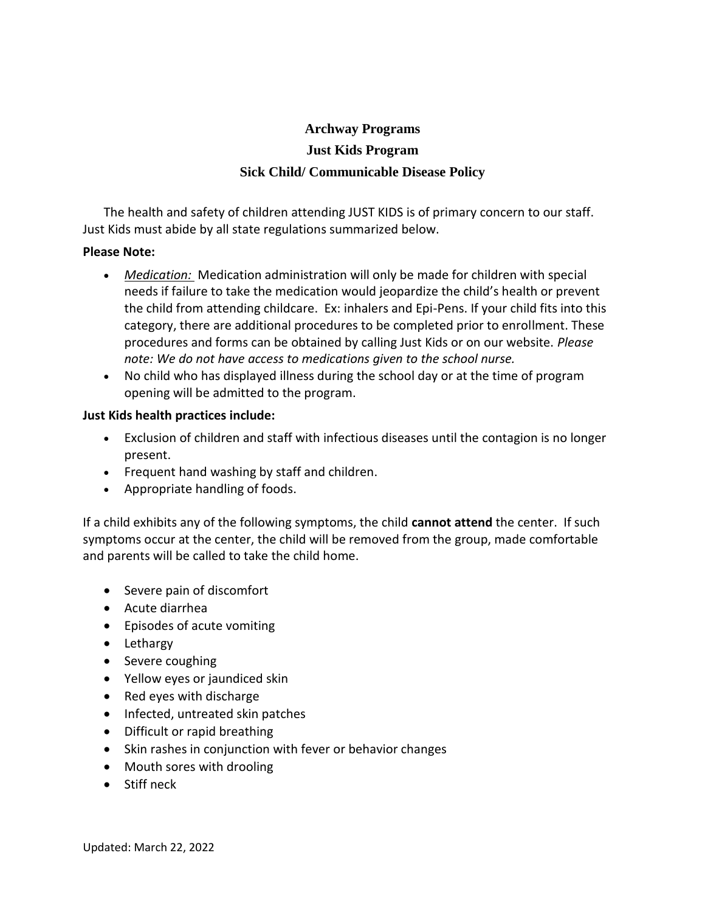**Archway Programs**

**Just Kids Program**

**Sick Child/ Communicable Disease Policy**

The health and safety of children attending JUST KIDS is of primary concern to our staff. Just Kids must abide by all state regulations summarized below.

**Please Note:**

- *Medication:* Medication administration will only be made for children with special needs if failure to take the medication would jeopardize the child's health or prevent the child from attending childcare. Ex: inhalers and Epi-Pens. If your child fits into this category, there are additional procedures to be completed prior to enrollment. These procedures and forms can be obtained by calling Just Kids or on our website. *Please note: We do not have access to medications given to the school nurse.*
- No child who has displayed illness during the school day or at the time of program opening will be admitted to the program.

**Just Kids health practices include:**

- Exclusion of children and staff with infectious diseases until the contagion is no longer present.
- Frequent hand washing by staff and children.
- Appropriate handling of foods.

If a child exhibits any of the following symptoms, the child **cannot attend** the center. If such symptoms occur at the center, the child will be removed from the group, made comfortable and parents will be called to take the child home.

- Severe pain of discomfort
- Acute diarrhea
- Episodes of acute vomiting
- Lethargy
- Severe coughing
- Yellow eyes or jaundiced skin
- Red eyes with discharge
- Infected, untreated skin patches
- Difficult or rapid breathing
- Skin rashes in conjunction with fever or behavior changes
- Mouth sores with drooling
- Stiff neck

Updated: March 22, 2022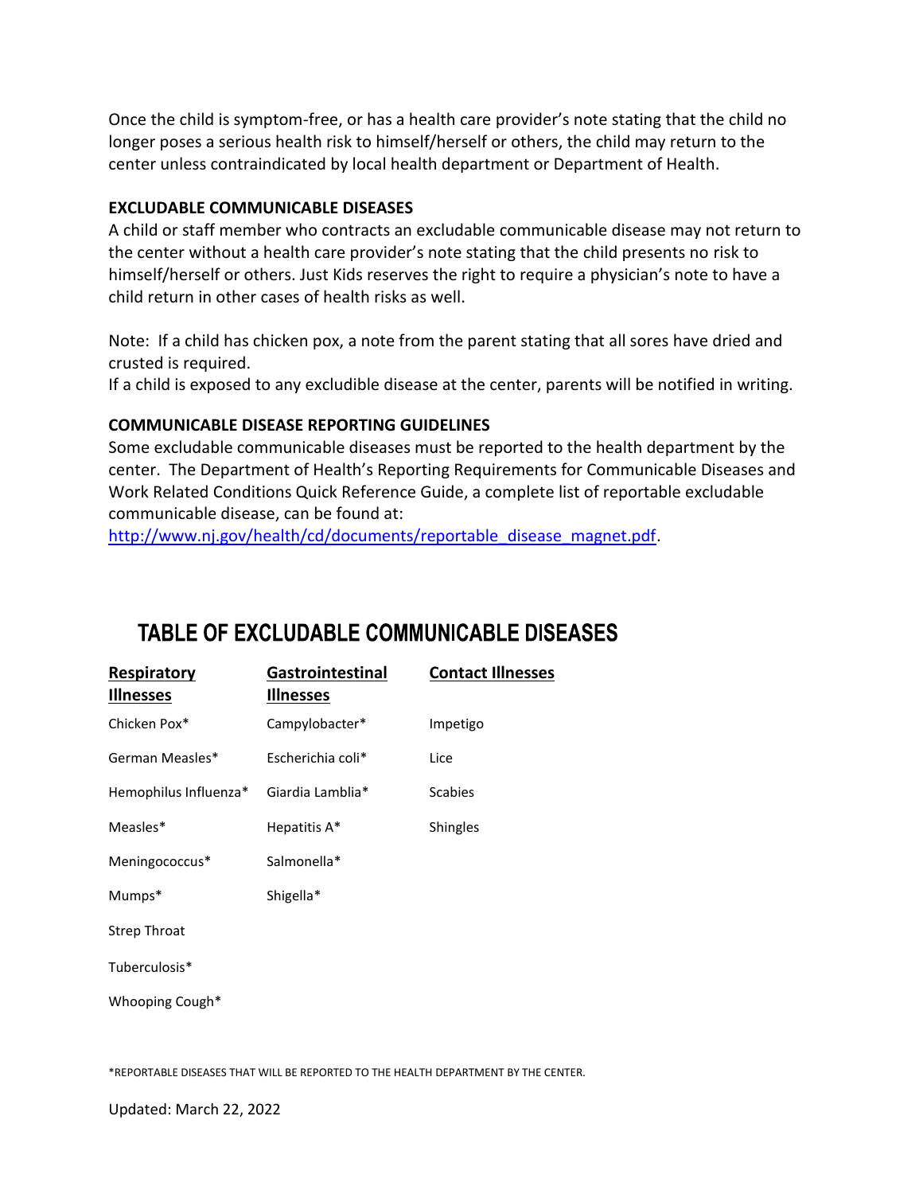Once the child is symptom-free, or has a health care provider's note stating that the child no longer poses a serious health risk to himself/herself or others, the child may return to the center unless contraindicated by local health department or Department of Health.

**EXCLUDABLE COMMUNICABLE DISEASES**

A child or staff member who contracts an excludable communicable disease may not return to the center without a health care provider's note stating that the child presents no risk to himself/herself or others. Just Kids reserves the right to require a physician's note to have a child return in other cases of health risks as well.

Note: If a child has chicken pox, a note from the parent stating that all sores have dried and crusted is required.
If a child is exposed to any excludible disease at the center, parents will be notified in writing.

**COMMUNICABLE DISEASE REPORTING GUIDELINES**

Some excludable communicable diseases must be reported to the health department by the center. The Department of Health's Reporting Requirements for Communicable Diseases and Work Related Conditions Quick Reference Guide, a complete list of reportable excludable communicable disease, can be found at:
http://www.nj.gov/health/cd/documents/reportable_disease_magnet.pdf.

## TABLE OF EXCLUDABLE COMMUNICABLE DISEASES

| Respiratory Illnesses | Gastrointestinal Illnesses | Contact Illnesses |
|---|---|---|
| Chicken Pox* | Campylobacter* | Impetigo |
| German Measles* | Escherichia coli* | Lice |
| Hemophilus Influenza* | Giardia Lamblia* | Scabies |
| Measles* | Hepatitis A* | Shingles |
| Meningococcus* | Salmonella* | |
| Mumps* | Shigella* | |
| Strep Throat | | |
| Tuberculosis* | | |
| Whooping Cough* | | |

*REPORTABLE DISEASES THAT WILL BE REPORTED TO THE HEALTH DEPARTMENT BY THE CENTER.

Updated: March 22, 2022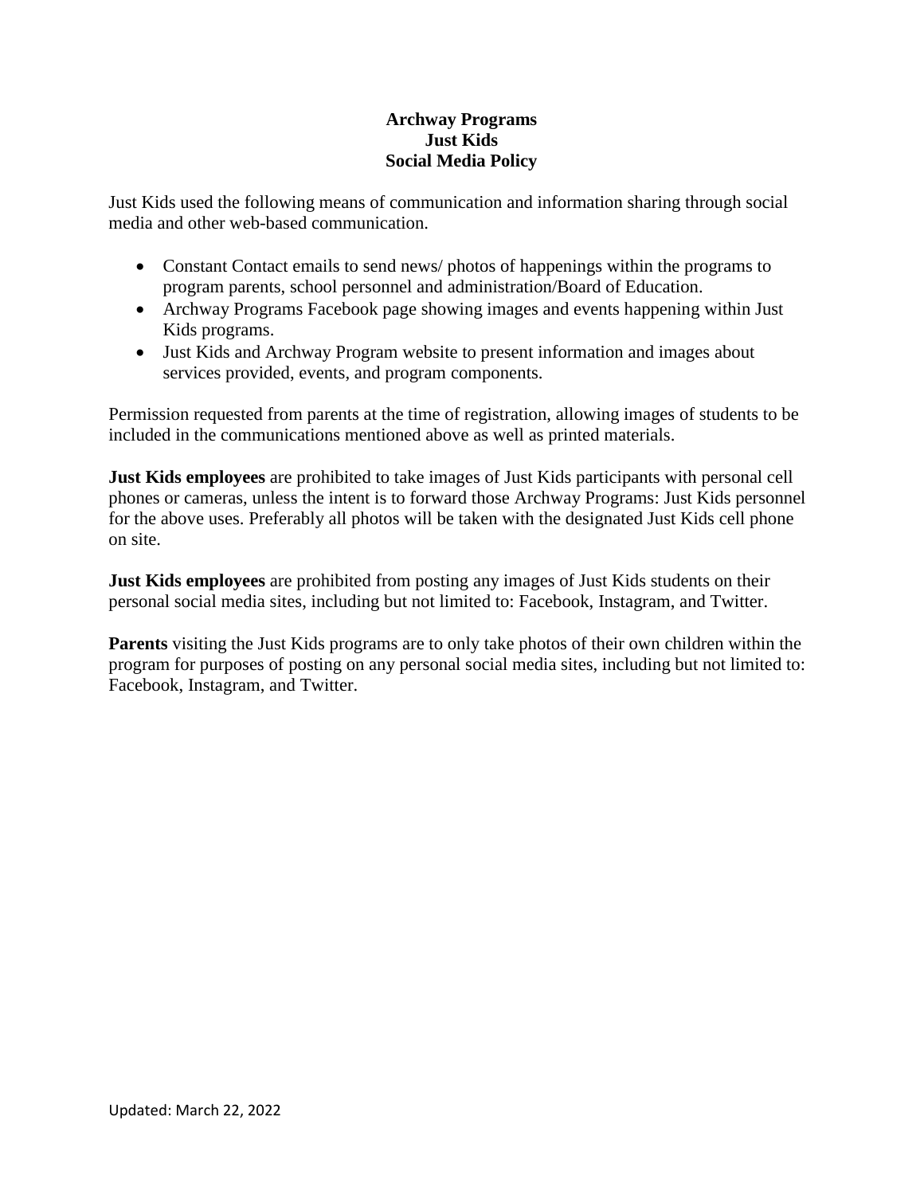**Archway Programs**
**Just Kids**
**Social Media Policy**

Just Kids used the following means of communication and information sharing through social media and other web-based communication.

- Constant Contact emails to send news/ photos of happenings within the programs to program parents, school personnel and administration/Board of Education.
- Archway Programs Facebook page showing images and events happening within Just Kids programs.
- Just Kids and Archway Program website to present information and images about services provided, events, and program components.

Permission requested from parents at the time of registration, allowing images of students to be included in the communications mentioned above as well as printed materials.

**Just Kids employees** are prohibited to take images of Just Kids participants with personal cell phones or cameras, unless the intent is to forward those Archway Programs: Just Kids personnel for the above uses. Preferably all photos will be taken with the designated Just Kids cell phone on site.

**Just Kids employees** are prohibited from posting any images of Just Kids students on their personal social media sites, including but not limited to: Facebook, Instagram, and Twitter.

**Parents** visiting the Just Kids programs are to only take photos of their own children within the program for purposes of posting on any personal social media sites, including but not limited to: Facebook, Instagram, and Twitter.

Updated: March 22, 2022